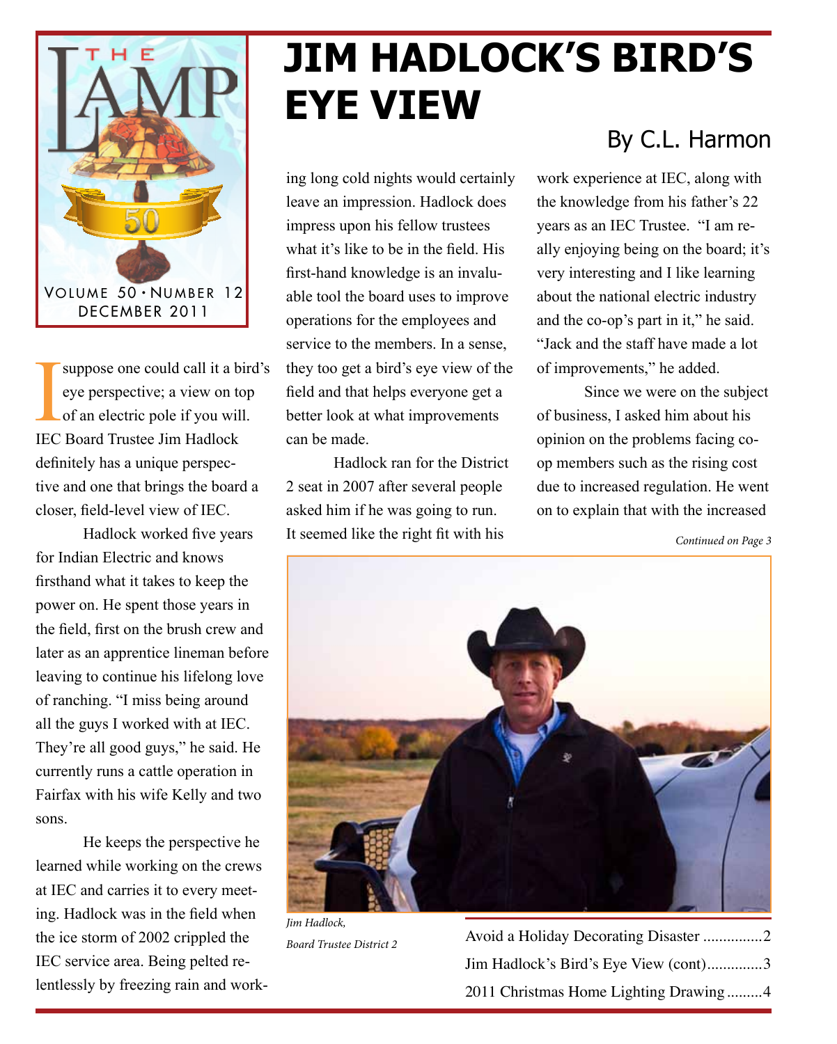THE LAMP

VOLUME 50 • NUMBER 12
DECEMBER 2011

# JIM HADLOCK'S BIRD'S EYE VIEW

By C.L. Harmon

I suppose one could call it a bird's eye perspective; a view on top of an electric pole if you will. IEC Board Trustee Jim Hadlock definitely has a unique perspective and one that brings the board a closer, field-level view of IEC.

Hadlock worked five years for Indian Electric and knows firsthand what it takes to keep the power on. He spent those years in the field, first on the brush crew and later as an apprentice lineman before leaving to continue his lifelong love of ranching. "I miss being around all the guys I worked with at IEC. They're all good guys," he said. He currently runs a cattle operation in Fairfax with his wife Kelly and two sons.

He keeps the perspective he learned while working on the crews at IEC and carries it to every meeting. Hadlock was in the field when the ice storm of 2002 crippled the IEC service area. Being pelted relentlessly by freezing rain and working long cold nights would certainly leave an impression. Hadlock does impress upon his fellow trustees what it's like to be in the field. His first-hand knowledge is an invaluable tool the board uses to improve operations for the employees and service to the members. In a sense, they too get a bird's eye view of the field and that helps everyone get a better look at what improvements can be made.

Hadlock ran for the District 2 seat in 2007 after several people asked him if he was going to run. It seemed like the right fit with his work experience at IEC, along with the knowledge from his father's 22 years as an IEC Trustee. "I am really enjoying being on the board; it's very interesting and I like learning about the national electric industry and the co-op's part in it," he said. "Jack and the staff have made a lot of improvements," he added.

Since we were on the subject of business, I asked him about his opinion on the problems facing co-op members such as the rising cost due to increased regulation. He went on to explain that with the increased

*Continued on Page 3*

*Jim Hadlock, Board Trustee District 2*

Avoid a Holiday Decorating Disaster ...............2
Jim Hadlock's Bird's Eye View (cont)..............3
2011 Christmas Home Lighting Drawing .........4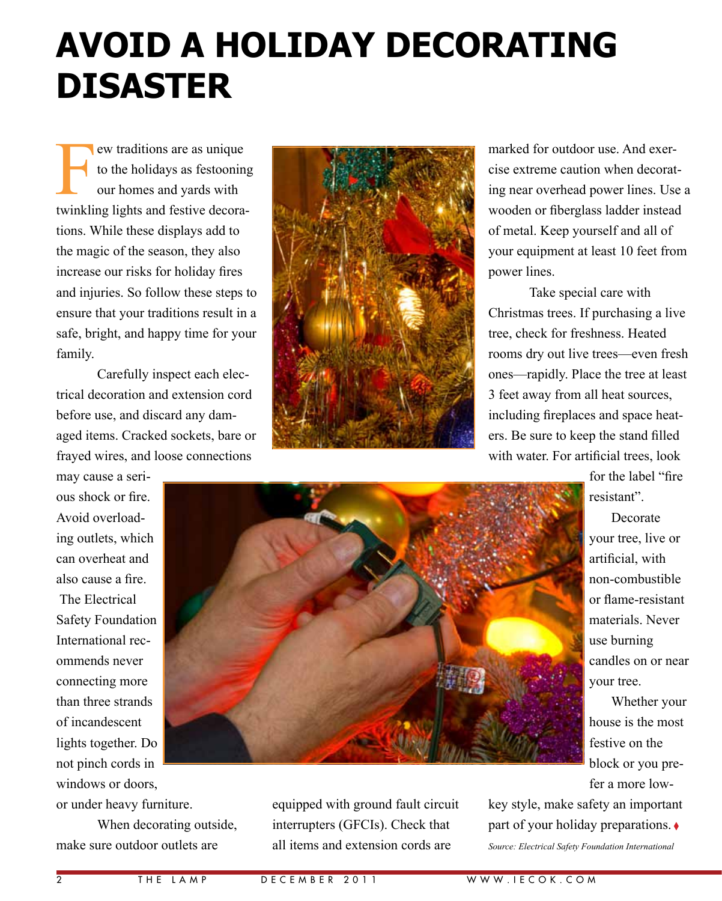# AVOID A HOLIDAY DECORATING DISASTER

Few traditions are as unique to the holidays as festooning our homes and yards with twinkling lights and festive decorations. While these displays add to the magic of the season, they also increase our risks for holiday fires and injuries. So follow these steps to ensure that your traditions result in a safe, bright, and happy time for your family.

Carefully inspect each electrical decoration and extension cord before use, and discard any damaged items. Cracked sockets, bare or frayed wires, and loose connections may cause a serious shock or fire. Avoid overloading outlets, which can overheat and also cause a fire. The Electrical Safety Foundation International recommends never connecting more than three strands of incandescent lights together. Do not pinch cords in windows or doors, or under heavy furniture.

When decorating outside, make sure outdoor outlets are equipped with ground fault circuit interrupters (GFCIs). Check that all items and extension cords are marked for outdoor use. And exercise extreme caution when decorating near overhead power lines. Use a wooden or fiberglass ladder instead of metal. Keep yourself and all of your equipment at least 10 feet from power lines.

Take special care with Christmas trees. If purchasing a live tree, check for freshness. Heated rooms dry out live trees—even fresh ones—rapidly. Place the tree at least 3 feet away from all heat sources, including fireplaces and space heaters. Be sure to keep the stand filled with water. For artificial trees, look for the label "fire resistant".

Decorate your tree, live or artificial, with non-combustible or flame-resistant materials. Never use burning candles on or near your tree.

Whether your house is the most festive on the block or you prefer a more low-key style, make safety an important part of your holiday preparations. ♦

*Source: Electrical Safety Foundation International*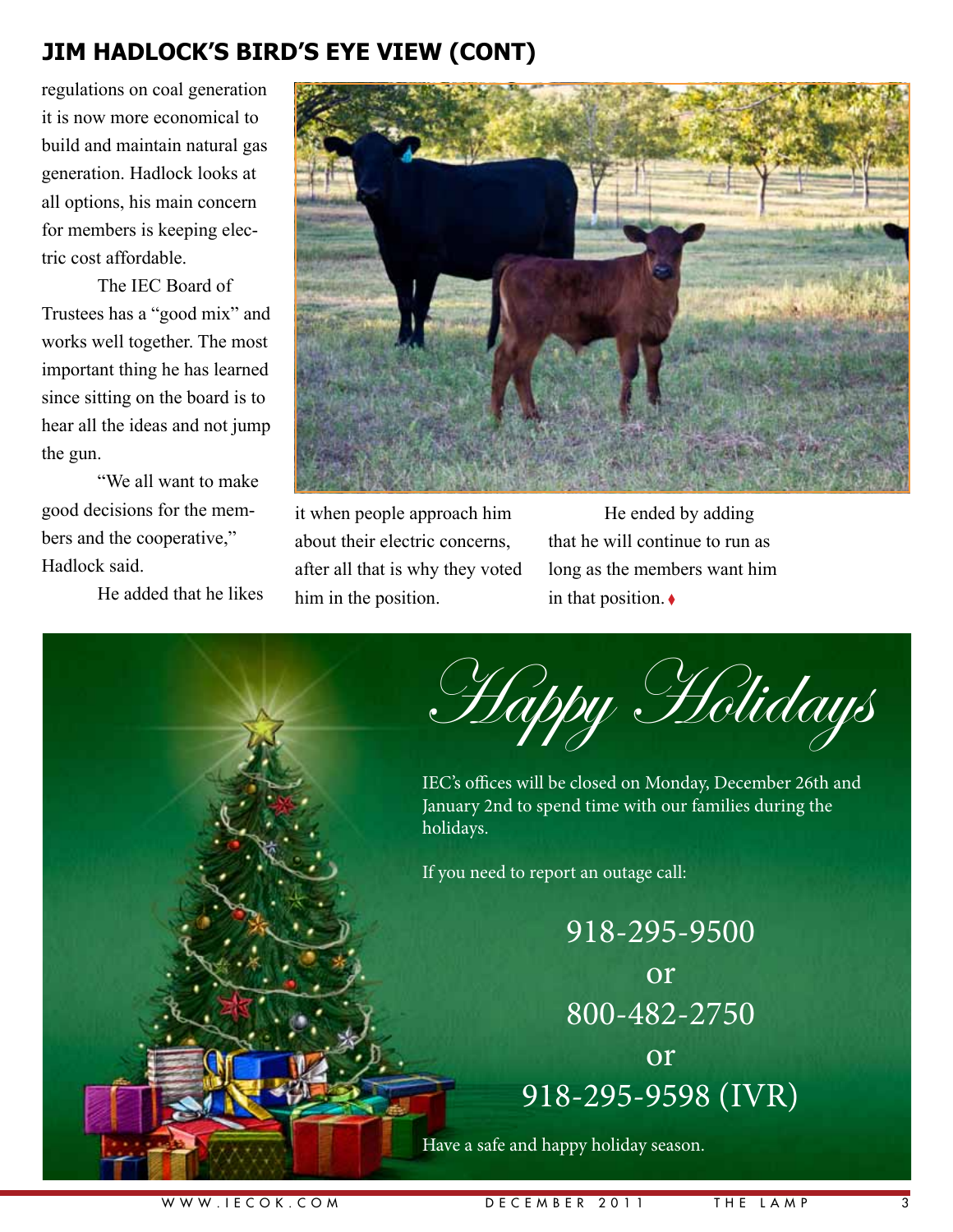## JIM HADLOCK'S BIRD'S EYE VIEW (CONT)

regulations on coal generation it is now more economical to build and maintain natural gas generation. Hadlock looks at all options, his main concern for members is keeping electric cost affordable.

The IEC Board of Trustees has a "good mix" and works well together. The most important thing he has learned since sitting on the board is to hear all the ideas and not jump the gun.

"We all want to make good decisions for the members and the cooperative," Hadlock said.

He added that he likes it when people approach him about their electric concerns, after all that is why they voted him in the position.

He ended by adding that he will continue to run as long as the members want him in that position.

# *Happy Holidays*

IEC's offices will be closed on Monday, December 26th and January 2nd to spend time with our families during the holidays.

If you need to report an outage call:

918-295-9500

or

800-482-2750

or

918-295-9598 (IVR)

Have a safe and happy holiday season.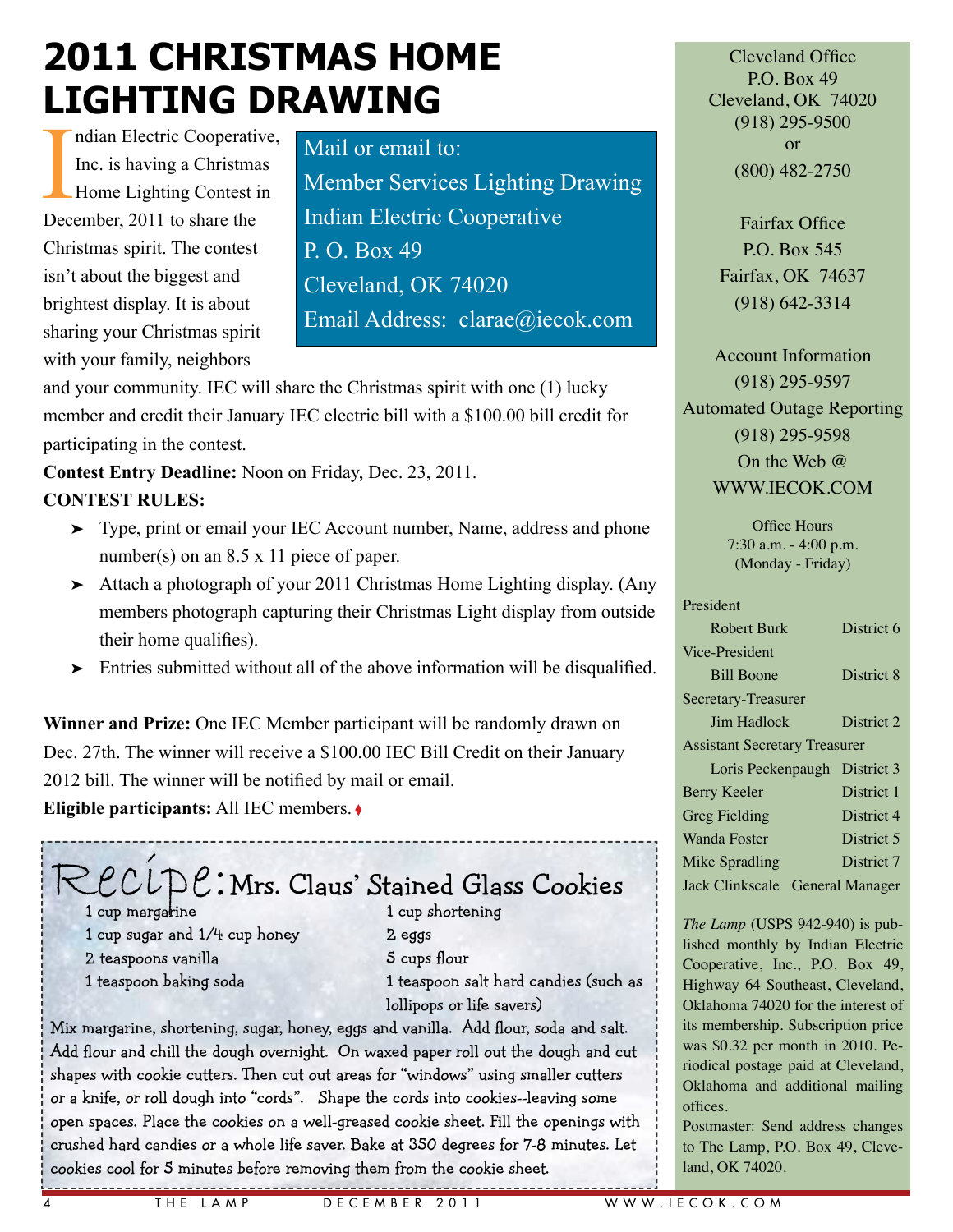# 2011 CHRISTMAS HOME LIGHTING DRAWING

Indian Electric Cooperative, Inc. is having a Christmas Home Lighting Contest in December, 2011 to share the Christmas spirit. The contest isn't about the biggest and brightest display. It is about sharing your Christmas spirit with your family, neighbors and your community. IEC will share the Christmas spirit with one (1) lucky member and credit their January IEC electric bill with a $100.00 bill credit for participating in the contest.

Mail or email to:
Member Services Lighting Drawing
Indian Electric Cooperative
P. O. Box 49
Cleveland, OK 74020
Email Address: clarae@iecok.com

**Contest Entry Deadline:** Noon on Friday, Dec. 23, 2011.

**CONTEST RULES:**

- Type, print or email your IEC Account number, Name, address and phone number(s) on an 8.5 x 11 piece of paper.
- Attach a photograph of your 2011 Christmas Home Lighting display. (Any members photograph capturing their Christmas Light display from outside their home qualifies).
- Entries submitted without all of the above information will be disqualified.

**Winner and Prize:** One IEC Member participant will be randomly drawn on Dec. 27th. The winner will receive a $100.00 IEC Bill Credit on their January 2012 bill. The winner will be notified by mail or email.

**Eligible participants:** All IEC members.

## Recipe: Mrs. Claus' Stained Glass Cookies

- 1 cup margarine
- 1 cup sugar and 1/4 cup honey
- 2 teaspoons vanilla
- 1 teaspoon baking soda
- 1 cup shortening
- 2 eggs
- 5 cups flour
- 1 teaspoon salt hard candies (such as lollipops or life savers)

Mix margarine, shortening, sugar, honey, eggs and vanilla. Add flour, soda and salt. Add flour and chill the dough overnight. On waxed paper roll out the dough and cut shapes with cookie cutters. Then cut out areas for "windows" using smaller cutters or a knife, or roll dough into "cords". Shape the cords into cookies--leaving some open spaces. Place the cookies on a well-greased cookie sheet. Fill the openings with crushed hard candies or a whole life saver. Bake at 350 degrees for 7-8 minutes. Let cookies cool for 5 minutes before removing them from the cookie sheet.

Cleveland Office
P.O. Box 49
Cleveland, OK 74020
(918) 295-9500
or
(800) 482-2750

Fairfax Office
P.O. Box 545
Fairfax, OK 74637
(918) 642-3314

Account Information
(918) 295-9597
Automated Outage Reporting
(918) 295-9598
On the Web @
WWW.IECOK.COM

Office Hours
7:30 a.m. - 4:00 p.m.
(Monday - Friday)

President
Robert Burk — District 6
Vice-President
Bill Boone — District 8
Secretary-Treasurer
Jim Hadlock — District 2
Assistant Secretary Treasurer
Loris Peckenpaugh — District 3
Berry Keeler — District 1
Greg Fielding — District 4
Wanda Foster — District 5
Mike Spradling — District 7
Jack Clinkscale — General Manager

*The Lamp* (USPS 942-940) is published monthly by Indian Electric Cooperative, Inc., P.O. Box 49, Highway 64 Southeast, Cleveland, Oklahoma 74020 for the interest of its membership. Subscription price was $0.32 per month in 2010. Periodical postage paid at Cleveland, Oklahoma and additional mailing offices.

Postmaster: Send address changes to The Lamp, P.O. Box 49, Cleveland, OK 74020.